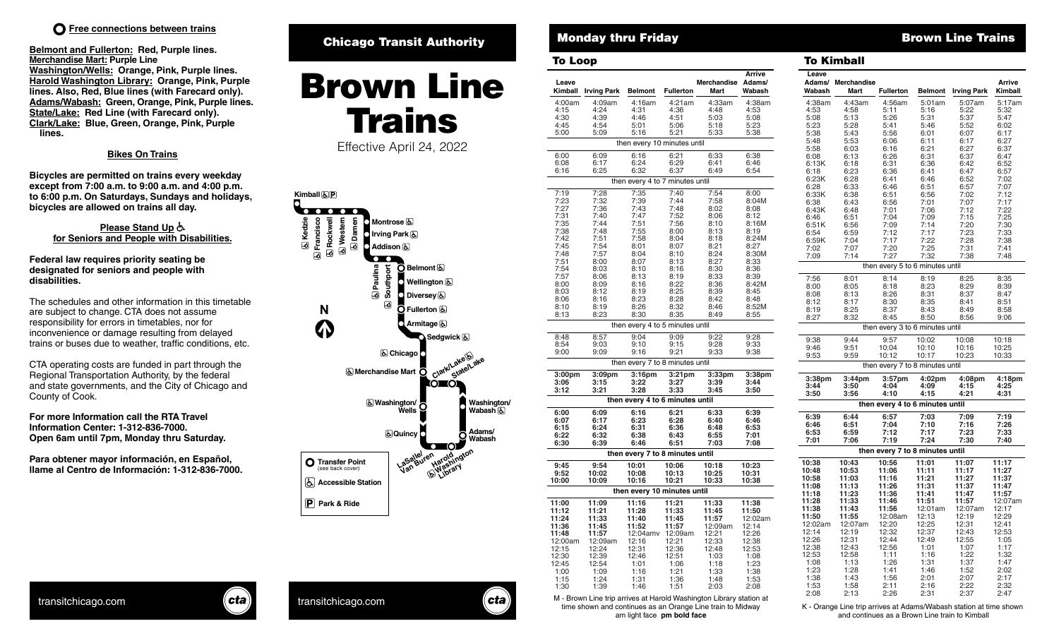## Free connections between trains

**Belmont and Fullerton:** Red, Purple lines.
**Merchandise Mart:** Purple Line
**Washington/Wells:** Orange, Pink, Purple lines.
**Harold Washington Library:** Orange, Pink, Purple lines. Also, Red, Blue lines (with Farecard only).
**Adams/Wabash:** Green, Orange, Pink, Purple lines.
**State/Lake:** Red Line (with Farecard only).
**Clark/Lake:** Blue, Green, Orange, Pink, Purple lines.

### Bikes On Trains

**Bicycles are permitted on trains every weekday except from 7:00 a.m. to 9:00 a.m. and 4:00 p.m. to 6:00 p.m. On Saturdays, Sundays and holidays, bicycles are allowed on trains all day.**

### Please Stand Up ♿ for Seniors and People with Disabilities.

**Federal law requires priority seating be designated for seniors and people with disabilities.**

The schedules and other information in this timetable are subject to change. CTA does not assume responsibility for errors in timetables, nor for inconvenience or damage resulting from delayed trains or buses due to weather, traffic conditions, etc.

CTA operating costs are funded in part through the Regional Transportation Authority, by the federal and state governments, and the City of Chicago and County of Cook.

**For more Information call the RTA Travel Information Center: 1-312-836-7000. Open 6am until 7pm, Monday thru Saturday.**

**Para obtener mayor información, en Español, llame al Centro de Información: 1-312-836-7000.**

transitchicago.com

Chicago Transit Authority

# Brown Line Trains

Effective April 24, 2022

Kimball, Kedzie, Francisco, Rockwell, Western, Damen, Montrose, Irving Park, Addison, Paulina, Southport, Belmont, Wellington, Diversey, Fullerton, Armitage, Sedgwick, Chicago, Merchandise Mart, Clark/Lake, State/Lake, Washington/Wells, Washington/Wabash, Quincy, Adams/Wabash, LaSalle/Van Buren, Harold Washington Library

Transfer Point (see back cover)
Accessible Station
Park & Ride

transitchicago.com

## Monday thru Friday — Brown Line Trains

### To Loop

| Leave Kimball | Irving Park | Belmont | Fullerton | Merchandise Mart | Arrive Adams/ Wabash |
|---|---|---|---|---|---|
| 4:00am | 4:09am | 4:16am | 4:21am | 4:33am | 4:38am |
| 4:15 | 4:24 | 4:31 | 4:36 | 4:48 | 4:53 |
| 4:30 | 4:39 | 4:46 | 4:51 | 5:03 | 5:08 |
| 4:45 | 4:54 | 5:01 | 5:06 | 5:18 | 5:23 |
| 5:00 | 5:09 | 5:16 | 5:21 | 5:33 | 5:38 |
| then every 10 minutes until | | | | | |
| 6:00 | 6:09 | 6:16 | 6:21 | 6:33 | 6:38 |
| 6:08 | 6:17 | 6:24 | 6:29 | 6:41 | 6:46 |
| 6:16 | 6:25 | 6:32 | 6:37 | 6:49 | 6:54 |
| then every 4 to 7 minutes until | | | | | |
| 7:19 | 7:28 | 7:35 | 7:40 | 7:54 | 8:00 |
| 7:23 | 7:32 | 7:39 | 7:44 | 7:58 | 8:04M |
| 7:27 | 7:36 | 7:43 | 7:48 | 8:02 | 8:08 |
| 7:31 | 7:40 | 7:47 | 7:52 | 8:06 | 8:12 |
| 7:35 | 7:44 | 7:51 | 7:56 | 8:10 | 8:16M |
| 7:38 | 7:48 | 7:55 | 8:00 | 8:13 | 8:19 |
| 7:42 | 7:51 | 7:58 | 8:04 | 8:18 | 8:24M |
| 7:45 | 7:54 | 8:01 | 8:07 | 8:21 | 8:27 |
| 7:48 | 7:57 | 8:04 | 8:10 | 8:24 | 8:30M |
| 7:51 | 8:00 | 8:07 | 8:13 | 8:27 | 8:33 |
| 7:54 | 8:03 | 8:10 | 8:16 | 8:30 | 8:36 |
| 7:57 | 8:06 | 8:13 | 8:19 | 8:33 | 8:39 |
| 8:00 | 8:09 | 8:16 | 8:22 | 8:36 | 8:42M |
| 8:03 | 8:12 | 8:19 | 8:25 | 8:39 | 8:45 |
| 8:06 | 8:16 | 8:23 | 8:28 | 8:42 | 8:48 |
| 8:10 | 8:19 | 8:26 | 8:32 | 8:46 | 8:52M |
| 8:13 | 8:23 | 8:30 | 8:35 | 8:49 | 8:55 |
| then every 4 to 5 minutes until | | | | | |
| 8:48 | 8:57 | 9:04 | 9:09 | 9:22 | 9:28 |
| 8:54 | 9:03 | 9:10 | 9:15 | 9:28 | 9:33 |
| 9:00 | 9:09 | 9:16 | 9:21 | 9:33 | 9:38 |
| then every 7 to 8 minutes until | | | | | |
| **3:00pm** | **3:09pm** | **3:16pm** | **3:21pm** | **3:33pm** | **3:38pm** |
| **3:06** | **3:15** | **3:22** | **3:27** | **3:39** | **3:44** |
| **3:12** | **3:21** | **3:28** | **3:33** | **3:45** | **3:50** |
| **then every 4 to 6 minutes until** | | | | | |
| **6:00** | **6:09** | **6:16** | **6:21** | **6:33** | **6:39** |
| **6:07** | **6:17** | **6:23** | **6:28** | **6:40** | **6:46** |
| **6:15** | **6:24** | **6:31** | **6:36** | **6:48** | **6:53** |
| **6:22** | **6:32** | **6:38** | **6:43** | **6:55** | **7:01** |
| **6:30** | **6:39** | **6:46** | **6:51** | **7:03** | **7:08** |
| **then every 7 to 8 minutes until** | | | | | |
| **9:45** | **9:54** | **10:01** | **10:06** | **10:18** | **10:23** |
| **9:52** | **10:02** | **10:08** | **10:13** | **10:25** | **10:31** |
| **10:00** | **10:09** | **10:16** | **10:21** | **10:33** | **10:38** |
| **then every 10 minutes until** | | | | | |
| **11:00** | **11:09** | **11:16** | **11:21** | **11:33** | **11:38** |
| **11:12** | **11:21** | **11:28** | **11:33** | **11:45** | **11:50** |
| **11:24** | **11:33** | **11:40** | **11:45** | **11:57** | 12:02am |
| **11:36** | **11:45** | **11:52** | **11:57** | 12:09am | 12:14 |
| **11:48** | **11:57** | 12:04amv | 12:09am | 12:21 | 12:26 |
| 12:00am | 12:09am | 12:16 | 12:21 | 12:33 | 12:38 |
| 12:15 | 12:24 | 12:31 | 12:36 | 12:48 | 12:53 |
| 12:30 | 12:39 | 12:46 | 12:51 | 1:03 | 1:08 |
| 12:45 | 12:54 | 1:01 | 1:06 | 1:18 | 1:23 |
| 1:00 | 1:09 | 1:16 | 1:21 | 1:33 | 1:38 |
| 1:15 | 1:24 | 1:31 | 1:36 | 1:48 | 1:53 |
| 1:30 | 1:39 | 1:46 | 1:51 | 2:03 | 2:08 |

M - Brown Line trip arrives at Harold Washington Library station at time shown and continues as an Orange Line train to Midway
am light face **pm bold face**

### To Kimball

| Leave Adams/ Wabash | Merchandise Mart | Fullerton | Belmont | Irving Park | Arrive Kimball |
|---|---|---|---|---|---|
| 4:38am | 4:43am | 4:56am | 5:01am | 5:07am | 5:17am |
| 4:53 | 4:58 | 5:11 | 5:16 | 5:22 | 5:32 |
| 5:08 | 5:13 | 5:26 | 5:31 | 5:37 | 5:47 |
| 5:23 | 5:28 | 5:41 | 5:46 | 5:52 | 6:02 |
| 5:38 | 5:43 | 5:56 | 6:01 | 6:07 | 6:17 |
| 5:48 | 5:53 | 6:06 | 6:11 | 6:17 | 6:27 |
| 5:58 | 6:03 | 6:16 | 6:21 | 6:27 | 6:37 |
| 6:08 | 6:13 | 6:26 | 6:31 | 6:37 | 6:47 |
| 6:13K | 6:18 | 6:31 | 6:36 | 6:42 | 6:52 |
| 6:18 | 6:23 | 6:36 | 6:41 | 6:47 | 6:57 |
| 6:23K | 6:28 | 6:41 | 6:46 | 6:52 | 7:02 |
| 6:28 | 6:33 | 6:46 | 6:51 | 6:57 | 7:07 |
| 6:33K | 6:38 | 6:51 | 6:56 | 7:02 | 7:12 |
| 6:38 | 6:43 | 6:56 | 7:01 | 7:07 | 7:17 |
| 6:43K | 6:48 | 7:01 | 7:06 | 7:12 | 7:22 |
| 6:46 | 6:51 | 7:04 | 7:09 | 7:15 | 7:25 |
| 6:51K | 6:56 | 7:09 | 7:14 | 7:20 | 7:30 |
| 6:54 | 6:59 | 7:12 | 7:17 | 7:23 | 7:33 |
| 6:59K | 7:04 | 7:17 | 7:22 | 7:28 | 7:38 |
| 7:02 | 7:07 | 7:20 | 7:25 | 7:31 | 7:41 |
| 7:09 | 7:14 | 7:27 | 7:32 | 7:38 | 7:48 |
| then every 5 to 6 minutes until | | | | | |
| 7:56 | 8:01 | 8:14 | 8:19 | 8:25 | 8:35 |
| 8:00 | 8:05 | 8:18 | 8:23 | 8:29 | 8:39 |
| 8:08 | 8:13 | 8:26 | 8:31 | 8:37 | 8:47 |
| 8:12 | 8:17 | 8:30 | 8:35 | 8:41 | 8:51 |
| 8:19 | 8:25 | 8:37 | 8:43 | 8:49 | 8:58 |
| 8:27 | 8:32 | 8:45 | 8:50 | 8:56 | 9:06 |
| then every 3 to 6 minutes until | | | | | |
| 9:38 | 9:44 | 9:57 | 10:02 | 10:08 | 10:18 |
| 9:46 | 9:51 | 10:04 | 10:10 | 10:16 | 10:25 |
| 9:53 | 9:59 | 10:12 | 10:17 | 10:23 | 10:33 |
| then every 7 to 8 minutes until | | | | | |
| **3:38pm** | **3:44pm** | **3:57pm** | **4:02pm** | **4:08pm** | **4:18pm** |
| **3:44** | **3:50** | **4:04** | **4:09** | **4:15** | **4:25** |
| **3:50** | **3:56** | **4:10** | **4:15** | **4:21** | **4:31** |
| **then every 4 to 6 minutes until** | | | | | |
| **6:39** | **6:44** | **6:57** | **7:03** | **7:09** | **7:19** |
| **6:46** | **6:51** | **7:04** | **7:10** | **7:16** | **7:26** |
| **6:53** | **6:59** | **7:12** | **7:17** | **7:23** | **7:33** |
| **7:01** | **7:06** | **7:19** | **7:24** | **7:30** | **7:40** |
| **then every 7 to 8 minutes until** | | | | | |
| **10:38** | **10:43** | **10:56** | **11:01** | **11:07** | **11:17** |
| **10:48** | **10:53** | **11:06** | **11:11** | **11:17** | **11:27** |
| **10:58** | **11:03** | **11:16** | **11:21** | **11:27** | **11:37** |
| **11:08** | **11:13** | **11:26** | **11:31** | **11:37** | **11:47** |
| **11:18** | **11:23** | **11:36** | **11:41** | **11:47** | **11:57** |
| **11:28** | **11:33** | **11:46** | **11:51** | **11:57** | 12:07am |
| **11:38** | **11:43** | **11:56** | 12:01am | 12:07am | 12:17 |
| **11:50** | **11:55** | 12:08am | 12:13 | 12:19 | 12:29 |
| 12:02am | 12:07am | 12:20 | 12:25 | 12:31 | 12:41 |
| 12:14 | 12:19 | 12:32 | 12:37 | 12:43 | 12:53 |
| 12:26 | 12:31 | 12:44 | 12:49 | 12:55 | 1:05 |
| 12:38 | 12:43 | 12:56 | 1:01 | 1:07 | 1:17 |
| 12:53 | 12:58 | 1:11 | 1:16 | 1:22 | 1:32 |
| 1:08 | 1:13 | 1:26 | 1:31 | 1:37 | 1:47 |
| 1:23 | 1:28 | 1:41 | 1:46 | 1:52 | 2:02 |
| 1:38 | 1:43 | 1:56 | 2:01 | 2:07 | 2:17 |
| 1:53 | 1:58 | 2:11 | 2:16 | 2:22 | 2:32 |
| 2:08 | 2:13 | 2:26 | 2:31 | 2:37 | 2:47 |

K - Orange Line trip arrives at Adams/Wabash station at time shown and continues as a Brown Line train to Kimball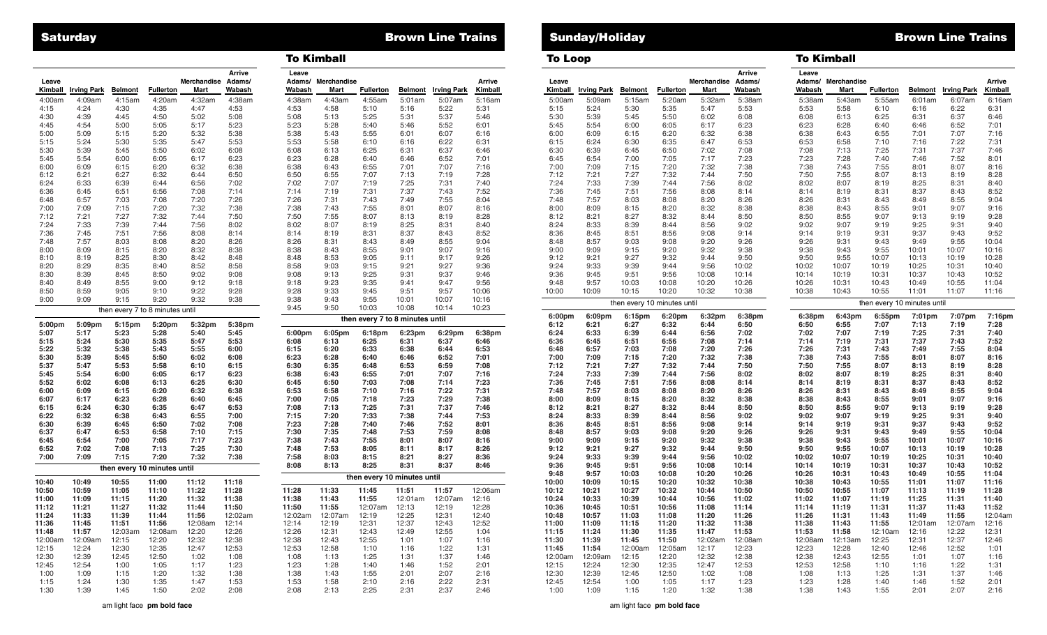## Saturday — Brown Line Trains

### To Loop

| Leave Kimball | Irving Park | Belmont | Fullerton | Merchandise Mart | Arrive Adams/ Wabash |
|---|---|---|---|---|---|
| 4:00am | 4:09am | 4:15am | 4:20am | 4:32am | 4:38am |
| 4:15 | 4:24 | 4:30 | 4:35 | 4:47 | 4:53 |
| 4:30 | 4:39 | 4:45 | 4:50 | 5:02 | 5:08 |
| 4:45 | 4:54 | 5:00 | 5:05 | 5:17 | 5:23 |
| 5:00 | 5:09 | 5:15 | 5:20 | 5:32 | 5:38 |
| 5:15 | 5:24 | 5:30 | 5:35 | 5:47 | 5:53 |
| 5:30 | 5:39 | 5:45 | 5:50 | 6:02 | 6:08 |
| 5:45 | 5:54 | 6:00 | 6:05 | 6:17 | 6:23 |
| 6:00 | 6:09 | 6:15 | 6:20 | 6:32 | 6:38 |
| 6:12 | 6:21 | 6:27 | 6:32 | 6:44 | 6:50 |
| 6:24 | 6:33 | 6:39 | 6:44 | 6:56 | 7:02 |
| 6:36 | 6:45 | 6:51 | 6:56 | 7:08 | 7:14 |
| 6:48 | 6:57 | 7:03 | 7:08 | 7:20 | 7:26 |
| 7:00 | 7:09 | 7:15 | 7:20 | 7:32 | 7:38 |
| 7:12 | 7:21 | 7:27 | 7:32 | 7:44 | 7:50 |
| 7:24 | 7:33 | 7:39 | 7:44 | 7:56 | 8:02 |
| 7:36 | 7:45 | 7:51 | 7:56 | 8:08 | 8:14 |
| 7:48 | 7:57 | 8:03 | 8:08 | 8:20 | 8:26 |
| 8:00 | 8:09 | 8:15 | 8:20 | 8:32 | 8:38 |
| 8:10 | 8:19 | 8:25 | 8:30 | 8:42 | 8:48 |
| 8:20 | 8:29 | 8:35 | 8:40 | 8:52 | 8:58 |
| 8:30 | 8:39 | 8:45 | 8:50 | 9:02 | 9:08 |
| 8:40 | 8:49 | 8:55 | 9:00 | 9:12 | 9:18 |
| 8:50 | 8:59 | 9:05 | 9:10 | 9:22 | 9:28 |
| 9:00 | 9:09 | 9:15 | 9:20 | 9:32 | 9:38 |
| then every 7 to 8 minutes until | | | | | |
| **5:00pm** | **5:09pm** | **5:15pm** | **5:20pm** | **5:32pm** | **5:38pm** |
| **5:07** | **5:17** | **5:23** | **5:28** | **5:40** | **5:45** |
| **5:15** | **5:24** | **5:30** | **5:35** | **5:47** | **5:53** |
| **5:22** | **5:32** | **5:38** | **5:43** | **5:55** | **6:00** |
| **5:30** | **5:39** | **5:45** | **5:50** | **6:02** | **6:08** |
| **5:37** | **5:47** | **5:53** | **5:58** | **6:10** | **6:15** |
| **5:45** | **5:54** | **6:00** | **6:05** | **6:17** | **6:23** |
| **5:52** | **6:02** | **6:08** | **6:13** | **6:25** | **6:30** |
| **6:00** | **6:09** | **6:15** | **6:20** | **6:32** | **6:38** |
| **6:07** | **6:17** | **6:23** | **6:28** | **6:40** | **6:45** |
| **6:15** | **6:24** | **6:30** | **6:35** | **6:47** | **6:53** |
| **6:22** | **6:32** | **6:38** | **6:43** | **6:55** | **7:00** |
| **6:30** | **6:39** | **6:45** | **6:50** | **7:02** | **7:08** |
| **6:37** | **6:47** | **6:53** | **6:58** | **7:10** | **7:15** |
| **6:45** | **6:54** | **7:00** | **7:05** | **7:17** | **7:23** |
| **6:52** | **7:02** | **7:08** | **7:13** | **7:25** | **7:30** |
| **7:00** | **7:09** | **7:15** | **7:20** | **7:32** | **7:38** |
| then every 10 minutes until | | | | | |
| **10:40** | **10:49** | **10:55** | **11:00** | **11:12** | **11:18** |
| **10:50** | **10:59** | **11:05** | **11:10** | **11:22** | **11:28** |
| **11:00** | **11:09** | **11:15** | **11:20** | **11:32** | **11:38** |
| **11:12** | **11:21** | **11:27** | **11:32** | **11:44** | **11:50** |
| **11:24** | **11:33** | **11:39** | **11:44** | **11:56** | 12:02am |
| **11:36** | **11:45** | **11:51** | **11:56** | 12:08am | 12:14 |
| **11:48** | **11:57** | 12:03am | 12:08am | 12:20 | 12:26 |
| 12:00am | 12:09am | 12:15 | 12:20 | 12:32 | 12:38 |
| 12:15 | 12:24 | 12:30 | 12:35 | 12:47 | 12:53 |
| 12:30 | 12:39 | 12:45 | 12:50 | 1:02 | 1:08 |
| 12:45 | 12:54 | 1:00 | 1:05 | 1:17 | 1:23 |
| 1:00 | 1:09 | 1:15 | 1:20 | 1:32 | 1:38 |
| 1:15 | 1:24 | 1:30 | 1:35 | 1:47 | 1:53 |
| 1:30 | 1:39 | 1:45 | 1:50 | 2:02 | 2:08 |

### To Kimball

| Leave Adams/ Wabash | Merchandise Mart | Fullerton | Belmont | Irving Park | Arrive Kimball |
|---|---|---|---|---|---|
| 4:38am | 4:43am | 4:55am | 5:01am | 5:07am | 5:16am |
| 4:53 | 4:58 | 5:10 | 5:16 | 5:22 | 5:31 |
| 5:08 | 5:13 | 5:25 | 5:31 | 5:37 | 5:46 |
| 5:23 | 5:28 | 5:40 | 5:46 | 5:52 | 6:01 |
| 5:38 | 5:43 | 5:55 | 6:01 | 6:07 | 6:16 |
| 5:53 | 5:58 | 6:10 | 6:16 | 6:22 | 6:31 |
| 6:08 | 6:13 | 6:25 | 6:31 | 6:37 | 6:46 |
| 6:23 | 6:28 | 6:40 | 6:46 | 6:52 | 7:01 |
| 6:38 | 6:43 | 6:55 | 7:01 | 7:07 | 7:16 |
| 6:50 | 6:55 | 7:07 | 7:13 | 7:19 | 7:28 |
| 7:02 | 7:07 | 7:19 | 7:25 | 7:31 | 7:40 |
| 7:14 | 7:19 | 7:31 | 7:37 | 7:43 | 7:52 |
| 7:26 | 7:31 | 7:43 | 7:49 | 7:55 | 8:04 |
| 7:38 | 7:43 | 7:55 | 8:01 | 8:07 | 8:16 |
| 7:50 | 7:55 | 8:07 | 8:13 | 8:19 | 8:28 |
| 8:02 | 8:07 | 8:19 | 8:25 | 8:31 | 8:40 |
| 8:14 | 8:19 | 8:31 | 8:37 | 8:43 | 8:52 |
| 8:26 | 8:31 | 8:43 | 8:49 | 8:55 | 9:04 |
| 8:38 | 8:43 | 8:55 | 9:01 | 9:07 | 9:16 |
| 8:48 | 8:53 | 9:05 | 9:11 | 9:17 | 9:26 |
| 8:58 | 9:03 | 9:15 | 9:21 | 9:27 | 9:36 |
| 9:08 | 9:13 | 9:25 | 9:31 | 9:37 | 9:46 |
| 9:18 | 9:23 | 9:35 | 9:41 | 9:47 | 9:56 |
| 9:28 | 9:33 | 9:45 | 9:51 | 9:57 | 10:06 |
| 9:38 | 9:43 | 9:55 | 10:01 | 10:07 | 10:16 |
| 9:45 | 9:50 | 10:03 | 10:08 | 10:14 | 10:23 |
| then every 7 to 8 minutes until | | | | | |
| **6:00pm** | **6:05pm** | **6:18pm** | **6:23pm** | **6:29pm** | **6:38pm** |
| **6:08** | **6:13** | **6:25** | **6:31** | **6:37** | **6:46** |
| **6:15** | **6:20** | **6:33** | **6:38** | **6:44** | **6:53** |
| **6:23** | **6:28** | **6:40** | **6:46** | **6:52** | **7:01** |
| **6:30** | **6:35** | **6:48** | **6:53** | **6:59** | **7:08** |
| **6:38** | **6:43** | **6:55** | **7:01** | **7:07** | **7:16** |
| **6:45** | **6:50** | **7:03** | **7:08** | **7:14** | **7:23** |
| **6:53** | **6:58** | **7:10** | **7:16** | **7:22** | **7:31** |
| **7:00** | **7:05** | **7:18** | **7:23** | **7:29** | **7:38** |
| **7:08** | **7:13** | **7:25** | **7:31** | **7:37** | **7:46** |
| **7:15** | **7:20** | **7:33** | **7:38** | **7:44** | **7:53** |
| **7:23** | **7:28** | **7:40** | **7:46** | **7:52** | **8:01** |
| **7:30** | **7:35** | **7:48** | **7:53** | **7:59** | **8:08** |
| **7:38** | **7:43** | **7:55** | **8:01** | **8:07** | **8:16** |
| **7:48** | **7:53** | **8:05** | **8:11** | **8:17** | **8:26** |
| **7:58** | **8:03** | **8:15** | **8:21** | **8:27** | **8:36** |
| **8:08** | **8:13** | **8:25** | **8:31** | **8:37** | **8:46** |
| then every 10 minutes until | | | | | |
| **11:28** | **11:33** | **11:45** | **11:51** | **11:57** | 12:06am |
| **11:38** | **11:43** | **11:55** | 12:01am | 12:07am | 12:16 |
| **11:50** | **11:55** | 12:07am | 12:13 | 12:19 | 12:28 |
| 12:02am | 12:07am | 12:19 | 12:25 | 12:31 | 12:40 |
| 12:14 | 12:19 | 12:31 | 12:37 | 12:43 | 12:52 |
| 12:26 | 12:31 | 12:43 | 12:49 | 12:55 | 1:04 |
| 12:38 | 12:43 | 12:55 | 1:01 | 1:07 | 1:16 |
| 12:53 | 12:58 | 1:10 | 1:16 | 1:22 | 1:31 |
| 1:08 | 1:13 | 1:25 | 1:31 | 1:37 | 1:46 |
| 1:23 | 1:28 | 1:40 | 1:46 | 1:52 | 2:01 |
| 1:38 | 1:43 | 1:55 | 2:01 | 2:07 | 2:16 |
| 1:53 | 1:58 | 2:10 | 2:16 | 2:22 | 2:31 |
| 2:08 | 2:13 | 2:25 | 2:31 | 2:37 | 2:46 |

am light face **pm bold face**

## Sunday/Holiday — Brown Line Trains

### To Loop

| Leave Kimball | Irving Park | Belmont | Fullerton | Merchandise Mart | Arrive Adams/ Wabash |
|---|---|---|---|---|---|
| 5:00am | 5:09am | 5:15am | 5:20am | 5:32am | 5:38am |
| 5:15 | 5:24 | 5:30 | 5:35 | 5:47 | 5:53 |
| 5:30 | 5:39 | 5:45 | 5:50 | 6:02 | 6:08 |
| 5:45 | 5:54 | 6:00 | 6:05 | 6:17 | 6:23 |
| 6:00 | 6:09 | 6:15 | 6:20 | 6:32 | 6:38 |
| 6:15 | 6:24 | 6:30 | 6:35 | 6:47 | 6:53 |
| 6:30 | 6:39 | 6:45 | 6:50 | 7:02 | 7:08 |
| 6:45 | 6:54 | 7:00 | 7:05 | 7:17 | 7:23 |
| 7:00 | 7:09 | 7:15 | 7:20 | 7:32 | 7:38 |
| 7:12 | 7:21 | 7:27 | 7:32 | 7:44 | 7:50 |
| 7:24 | 7:33 | 7:39 | 7:44 | 7:56 | 8:02 |
| 7:36 | 7:45 | 7:51 | 7:56 | 8:08 | 8:14 |
| 7:48 | 7:57 | 8:03 | 8:08 | 8:20 | 8:26 |
| 8:00 | 8:09 | 8:15 | 8:20 | 8:32 | 8:38 |
| 8:12 | 8:21 | 8:27 | 8:32 | 8:44 | 8:50 |
| 8:24 | 8:33 | 8:39 | 8:44 | 8:56 | 9:02 |
| 8:36 | 8:45 | 8:51 | 8:56 | 9:08 | 9:14 |
| 8:48 | 8:57 | 9:03 | 9:08 | 9:20 | 9:26 |
| 9:00 | 9:09 | 9:15 | 9:20 | 9:32 | 9:38 |
| 9:12 | 9:21 | 9:27 | 9:32 | 9:44 | 9:50 |
| 9:24 | 9:33 | 9:39 | 9:44 | 9:56 | 10:02 |
| 9:36 | 9:45 | 9:51 | 9:56 | 10:08 | 10:14 |
| 9:48 | 9:57 | 10:03 | 10:08 | 10:20 | 10:26 |
| 10:00 | 10:09 | 10:15 | 10:20 | 10:32 | 10:38 |
| then every 10 minutes until | | | | | |
| **6:00pm** | **6:09pm** | **6:15pm** | **6:20pm** | **6:32pm** | **6:38pm** |
| **6:12** | **6:21** | **6:27** | **6:32** | **6:44** | **6:50** |
| **6:24** | **6:33** | **6:39** | **6:44** | **6:56** | **7:02** |
| **6:36** | **6:45** | **6:51** | **6:56** | **7:08** | **7:14** |
| **6:48** | **6:57** | **7:03** | **7:08** | **7:20** | **7:26** |
| **7:00** | **7:09** | **7:15** | **7:20** | **7:32** | **7:38** |
| **7:12** | **7:21** | **7:27** | **7:32** | **7:44** | **7:50** |
| **7:24** | **7:33** | **7:39** | **7:44** | **7:56** | **8:02** |
| **7:36** | **7:45** | **7:51** | **7:56** | **8:08** | **8:14** |
| **7:48** | **7:57** | **8:03** | **8:08** | **8:20** | **8:26** |
| **8:00** | **8:09** | **8:15** | **8:20** | **8:32** | **8:38** |
| **8:12** | **8:21** | **8:27** | **8:32** | **8:44** | **8:50** |
| **8:24** | **8:33** | **8:39** | **8:44** | **8:56** | **9:02** |
| **8:36** | **8:45** | **8:51** | **8:56** | **9:08** | **9:14** |
| **8:48** | **8:57** | **9:03** | **9:08** | **9:20** | **9:26** |
| **9:00** | **9:09** | **9:15** | **9:20** | **9:32** | **9:38** |
| **9:12** | **9:21** | **9:27** | **9:32** | **9:44** | **9:50** |
| **9:24** | **9:33** | **9:39** | **9:44** | **9:56** | **10:02** |
| **9:36** | **9:45** | **9:51** | **9:56** | **10:08** | **10:14** |
| **9:48** | **9:57** | **10:03** | **10:08** | **10:20** | **10:26** |
| **10:00** | **10:09** | **10:15** | **10:20** | **10:32** | **10:38** |
| **10:12** | **10:21** | **10:27** | **10:32** | **10:44** | **10:50** |
| **10:24** | **10:33** | **10:39** | **10:44** | **10:56** | **11:02** |
| **10:36** | **10:45** | **10:51** | **10:56** | **11:08** | **11:14** |
| **10:48** | **10:57** | **11:03** | **11:08** | **11:20** | **11:26** |
| **11:00** | **11:09** | **11:15** | **11:20** | **11:32** | **11:38** |
| **11:15** | **11:24** | **11:30** | **11:35** | **11:47** | **11:53** |
| **11:30** | **11:39** | **11:45** | **11:50** | 12:02am | 12:08am |
| **11:45** | **11:54** | 12:00am | 12:05am | 12:17 | 12:23 |
| 12:00am | 12:09am | 12:15 | 12:20 | 12:32 | 12:38 |
| 12:15 | 12:24 | 12:30 | 12:35 | 12:47 | 12:53 |
| 12:30 | 12:39 | 12:45 | 12:50 | 1:02 | 1:08 |
| 12:45 | 12:54 | 1:00 | 1:05 | 1:17 | 1:23 |
| 1:00 | 1:09 | 1:15 | 1:20 | 1:32 | 1:38 |

### To Kimball

| Leave Adams/ Wabash | Merchandise Mart | Fullerton | Belmont | Irving Park | Arrive Kimball |
|---|---|---|---|---|---|
| 5:38am | 5:43am | 5:55am | 6:01am | 6:07am | 6:16am |
| 5:53 | 5:58 | 6:10 | 6:16 | 6:22 | 6:31 |
| 6:08 | 6:13 | 6:25 | 6:31 | 6:37 | 6:46 |
| 6:23 | 6:28 | 6:40 | 6:46 | 6:52 | 7:01 |
| 6:38 | 6:43 | 6:55 | 7:01 | 7:07 | 7:16 |
| 6:53 | 6:58 | 7:10 | 7:16 | 7:22 | 7:31 |
| 7:08 | 7:13 | 7:25 | 7:31 | 7:37 | 7:46 |
| 7:23 | 7:28 | 7:40 | 7:46 | 7:52 | 8:01 |
| 7:38 | 7:43 | 7:55 | 8:01 | 8:07 | 8:16 |
| 7:50 | 7:55 | 8:07 | 8:13 | 8:19 | 8:28 |
| 8:02 | 8:07 | 8:19 | 8:25 | 8:31 | 8:40 |
| 8:14 | 8:19 | 8:31 | 8:37 | 8:43 | 8:52 |
| 8:26 | 8:31 | 8:43 | 8:49 | 8:55 | 9:04 |
| 8:38 | 8:43 | 8:55 | 9:01 | 9:07 | 9:16 |
| 8:50 | 8:55 | 9:07 | 9:13 | 9:19 | 9:28 |
| 9:02 | 9:07 | 9:19 | 9:25 | 9:31 | 9:40 |
| 9:14 | 9:19 | 9:31 | 9:37 | 9:43 | 9:52 |
| 9:26 | 9:31 | 9:43 | 9:49 | 9:55 | 10:04 |
| 9:38 | 9:43 | 9:55 | 10:01 | 10:07 | 10:16 |
| 9:50 | 9:55 | 10:07 | 10:13 | 10:19 | 10:28 |
| 10:02 | 10:07 | 10:19 | 10:25 | 10:31 | 10:40 |
| 10:14 | 10:19 | 10:31 | 10:37 | 10:43 | 10:52 |
| 10:26 | 10:31 | 10:43 | 10:49 | 10:55 | 11:04 |
| 10:38 | 10:43 | 10:55 | 11:01 | 11:07 | 11:16 |
| then every 10 minutes until | | | | | |
| **6:38pm** | **6:43pm** | **6:55pm** | **7:01pm** | **7:07pm** | **7:16pm** |
| **6:50** | **6:55** | **7:07** | **7:13** | **7:19** | **7:28** |
| **7:02** | **7:07** | **7:19** | **7:25** | **7:31** | **7:40** |
| **7:14** | **7:19** | **7:31** | **7:37** | **7:43** | **7:52** |
| **7:26** | **7:31** | **7:43** | **7:49** | **7:55** | **8:04** |
| **7:38** | **7:43** | **7:55** | **8:01** | **8:07** | **8:16** |
| **7:50** | **7:55** | **8:07** | **8:13** | **8:19** | **8:28** |
| **8:02** | **8:07** | **8:19** | **8:25** | **8:31** | **8:40** |
| **8:14** | **8:19** | **8:31** | **8:37** | **8:43** | **8:52** |
| **8:26** | **8:31** | **8:43** | **8:49** | **8:55** | **9:04** |
| **8:38** | **8:43** | **8:55** | **9:01** | **9:07** | **9:16** |
| **8:50** | **8:55** | **9:07** | **9:13** | **9:19** | **9:28** |
| **9:02** | **9:07** | **9:19** | **9:25** | **9:31** | **9:40** |
| **9:14** | **9:19** | **9:31** | **9:37** | **9:43** | **9:52** |
| **9:26** | **9:31** | **9:43** | **9:49** | **9:55** | **10:04** |
| **9:38** | **9:43** | **9:55** | **10:01** | **10:07** | **10:16** |
| **9:50** | **9:55** | **10:07** | **10:13** | **10:19** | **10:28** |
| **10:02** | **10:07** | **10:19** | **10:25** | **10:31** | **10:40** |
| **10:14** | **10:19** | **10:31** | **10:37** | **10:43** | **10:52** |
| **10:26** | **10:31** | **10:43** | **10:49** | **10:55** | **11:04** |
| **10:38** | **10:43** | **10:55** | **11:01** | **11:07** | **11:16** |
| **10:50** | **10:55** | **11:07** | **11:13** | **11:19** | **11:28** |
| **11:02** | **11:07** | **11:19** | **11:25** | **11:31** | **11:40** |
| **11:14** | **11:19** | **11:31** | **11:37** | **11:43** | **11:52** |
| **11:26** | **11:31** | **11:43** | **11:49** | **11:55** | 12:04am |
| **11:38** | **11:43** | **11:55** | 12:01am | 12:07am | 12:16 |
| **11:53** | **11:58** | 12:10am | 12:16 | 12:22 | 12:31 |
| 12:08am | 12:13am | 12:25 | 12:31 | 12:37 | 12:46 |
| 12:23 | 12:28 | 12:40 | 12:46 | 12:52 | 1:01 |
| 12:38 | 12:43 | 12:55 | 1:01 | 1:07 | 1:16 |
| 12:53 | 12:58 | 1:10 | 1:16 | 1:22 | 1:31 |
| 1:08 | 1:13 | 1:25 | 1:31 | 1:37 | 1:46 |
| 1:23 | 1:28 | 1:40 | 1:46 | 1:52 | 2:01 |
| 1:38 | 1:43 | 1:55 | 2:01 | 2:07 | 2:16 |

am light face **pm bold face**